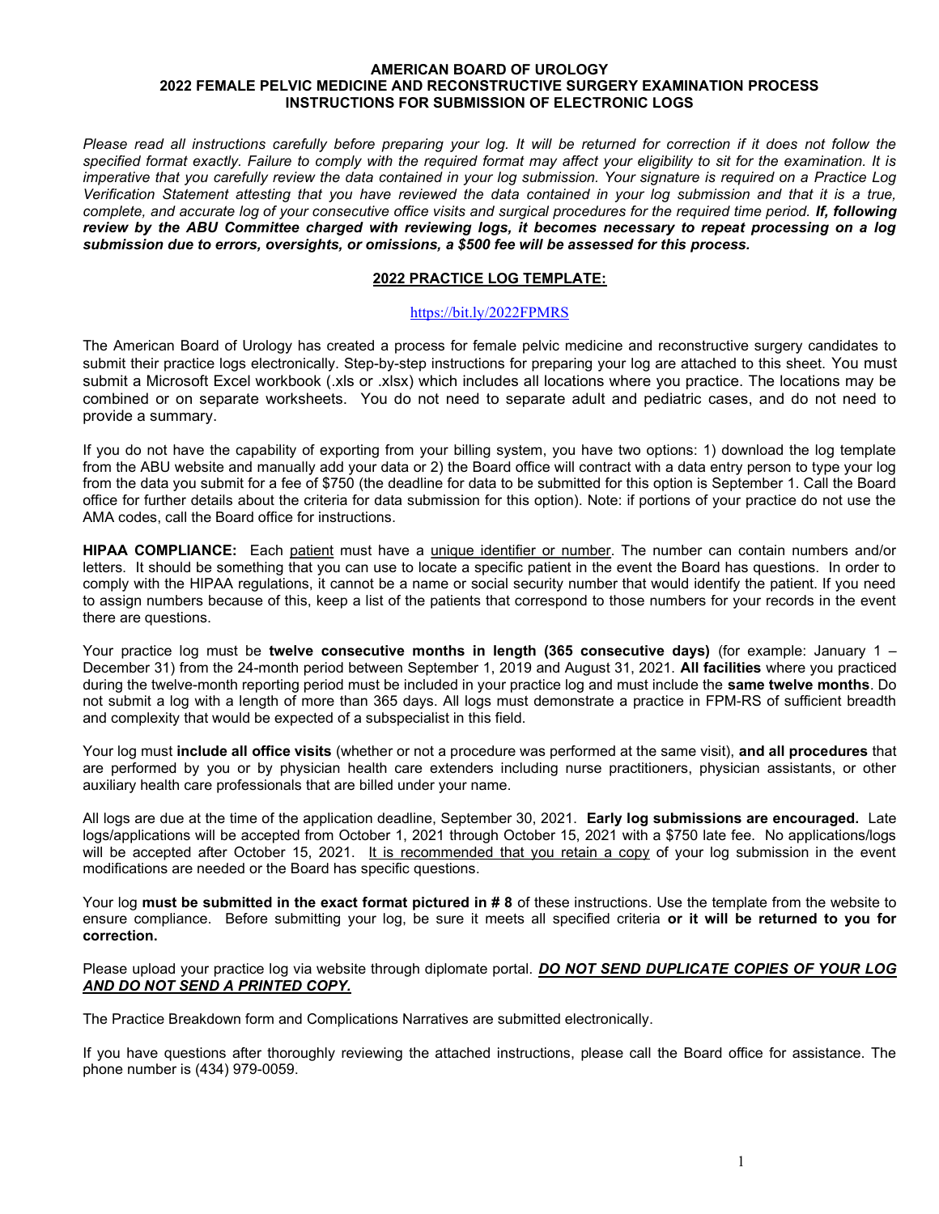# AMERICAN BOARD OF UROLOGY
## 2022 FEMALE PELVIC MEDICINE AND RECONSTRUCTIVE SURGERY EXAMINATION PROCESS
## INSTRUCTIONS FOR SUBMISSION OF ELECTRONIC LOGS

*Please read all instructions carefully before preparing your log. It will be returned for correction if it does not follow the specified format exactly. Failure to comply with the required format may affect your eligibility to sit for the examination. It is imperative that you carefully review the data contained in your log submission. Your signature is required on a Practice Log Verification Statement attesting that you have reviewed the data contained in your log submission and that it is a true, complete, and accurate log of your consecutive office visits and surgical procedures for the required time period.* ***If, following review by the ABU Committee charged with reviewing logs, it becomes necessary to repeat processing on a log submission due to errors, oversights, or omissions, a $500 fee will be assessed for this process.***

### 2022 PRACTICE LOG TEMPLATE:

https://bit.ly/2022FPMRS

The American Board of Urology has created a process for female pelvic medicine and reconstructive surgery candidates to submit their practice logs electronically. Step-by-step instructions for preparing your log are attached to this sheet. You must submit a Microsoft Excel workbook (.xls or .xlsx) which includes all locations where you practice. The locations may be combined or on separate worksheets. You do not need to separate adult and pediatric cases, and do not need to provide a summary.

If you do not have the capability of exporting from your billing system, you have two options: 1) download the log template from the ABU website and manually add your data or 2) the Board office will contract with a data entry person to type your log from the data you submit for a fee of $750 (the deadline for data to be submitted for this option is September 1. Call the Board office for further details about the criteria for data submission for this option). Note: if portions of your practice do not use the AMA codes, call the Board office for instructions.

**HIPAA COMPLIANCE:** Each patient must have a unique identifier or number. The number can contain numbers and/or letters. It should be something that you can use to locate a specific patient in the event the Board has questions. In order to comply with the HIPAA regulations, it cannot be a name or social security number that would identify the patient. If you need to assign numbers because of this, keep a list of the patients that correspond to those numbers for your records in the event there are questions.

Your practice log must be **twelve consecutive months in length (365 consecutive days)** (for example: January 1 – December 31) from the 24-month period between September 1, 2019 and August 31, 2021. **All facilities** where you practiced during the twelve-month reporting period must be included in your practice log and must include the **same twelve months**. Do not submit a log with a length of more than 365 days. All logs must demonstrate a practice in FPM-RS of sufficient breadth and complexity that would be expected of a subspecialist in this field.

Your log must **include all office visits** (whether or not a procedure was performed at the same visit), **and all procedures** that are performed by you or by physician health care extenders including nurse practitioners, physician assistants, or other auxiliary health care professionals that are billed under your name.

All logs are due at the time of the application deadline, September 30, 2021. **Early log submissions are encouraged.** Late logs/applications will be accepted from October 1, 2021 through October 15, 2021 with a $750 late fee. No applications/logs will be accepted after October 15, 2021. It is recommended that you retain a copy of your log submission in the event modifications are needed or the Board has specific questions.

Your log **must be submitted in the exact format pictured in # 8** of these instructions. Use the template from the website to ensure compliance. Before submitting your log, be sure it meets all specified criteria **or it will be returned to you for correction.**

Please upload your practice log via website through diplomate portal. ***DO NOT SEND DUPLICATE COPIES OF YOUR LOG AND DO NOT SEND A PRINTED COPY.***

The Practice Breakdown form and Complications Narratives are submitted electronically.

If you have questions after thoroughly reviewing the attached instructions, please call the Board office for assistance. The phone number is (434) 979-0059.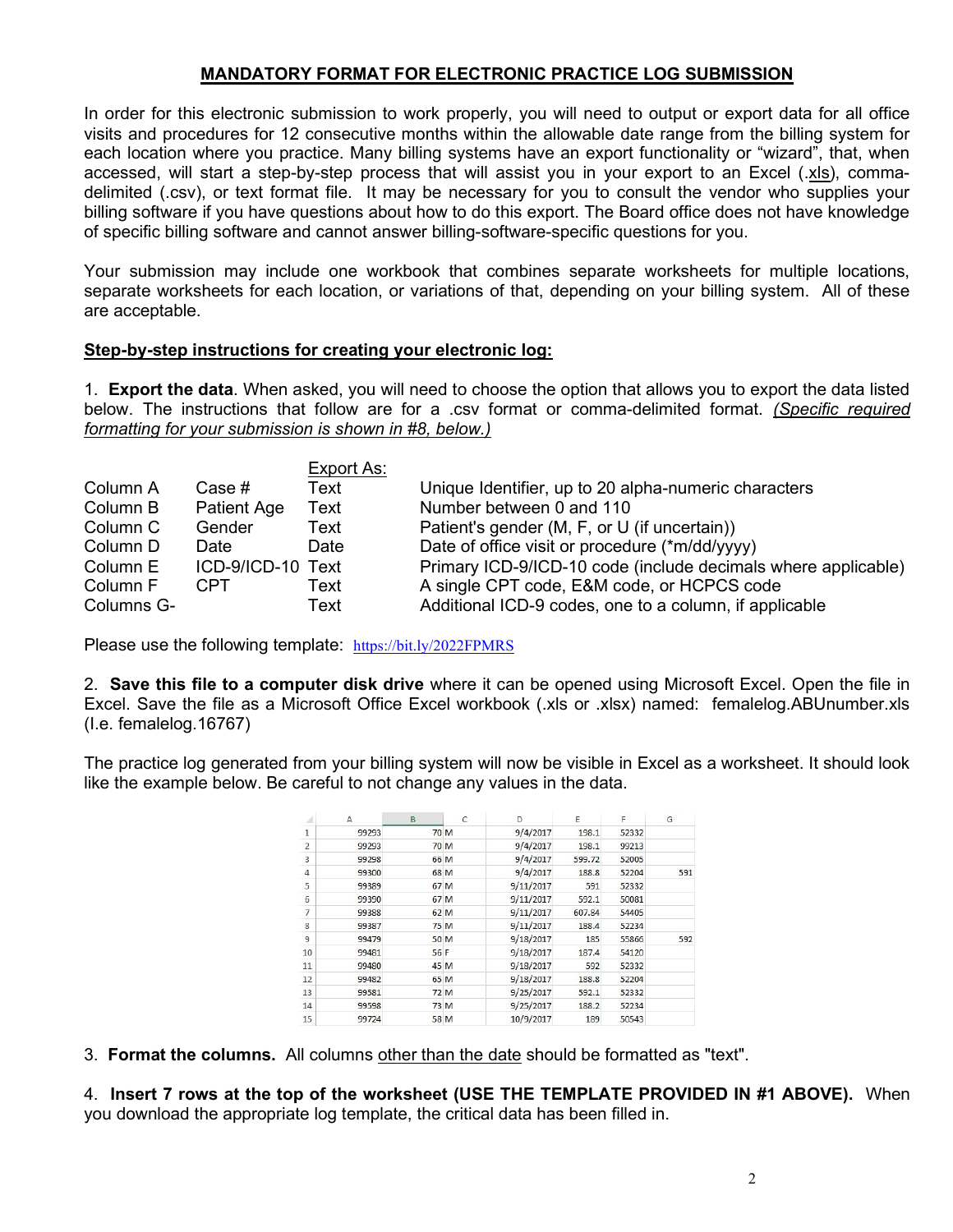## MANDATORY FORMAT FOR ELECTRONIC PRACTICE LOG SUBMISSION

In order for this electronic submission to work properly, you will need to output or export data for all office visits and procedures for 12 consecutive months within the allowable date range from the billing system for each location where you practice. Many billing systems have an export functionality or "wizard", that, when accessed, will start a step-by-step process that will assist you in your export to an Excel (.xls), comma-delimited (.csv), or text format file. It may be necessary for you to consult the vendor who supplies your billing software if you have questions about how to do this export. The Board office does not have knowledge of specific billing software and cannot answer billing-software-specific questions for you.

Your submission may include one workbook that combines separate worksheets for multiple locations, separate worksheets for each location, or variations of that, depending on your billing system. All of these are acceptable.

### Step-by-step instructions for creating your electronic log:

1. **Export the data**. When asked, you will need to choose the option that allows you to export the data listed below. The instructions that follow are for a .csv format or comma-delimited format. *(Specific required formatting for your submission is shown in #8, below.)*

| | | Export As: | |
|---|---|---|---|
| Column A | Case # | Text | Unique Identifier, up to 20 alpha-numeric characters |
| Column B | Patient Age | Text | Number between 0 and 110 |
| Column C | Gender | Text | Patient's gender (M, F, or U (if uncertain)) |
| Column D | Date | Date | Date of office visit or procedure (*m/dd/yyyy) |
| Column E | ICD-9/ICD-10 | Text | Primary ICD-9/ICD-10 code (include decimals where applicable) |
| Column F | CPT | Text | A single CPT code, E&M code, or HCPCS code |
| Columns G- | | Text | Additional ICD-9 codes, one to a column, if applicable |

Please use the following template: https://bit.ly/2022FPMRS

2. **Save this file to a computer disk drive** where it can be opened using Microsoft Excel. Open the file in Excel. Save the file as a Microsoft Office Excel workbook (.xls or .xlsx) named: femalelog.ABUnumber.xls (I.e. femalelog.16767)

The practice log generated from your billing system will now be visible in Excel as a worksheet. It should look like the example below. Be careful to not change any values in the data.

| | A | B | C | D | E | F | G |
|---|---|---|---|---|---|---|---|
| 1 | 99293 | 70 | M | 9/4/2017 | 198.1 | 52332 | |
| 2 | 99293 | 70 | M | 9/4/2017 | 198.1 | 99213 | |
| 3 | 99298 | 66 | M | 9/4/2017 | 599.72 | 52005 | |
| 4 | 99300 | 68 | M | 9/4/2017 | 188.8 | 52204 | 591 |
| 5 | 99389 | 67 | M | 9/11/2017 | 591 | 52332 | |
| 6 | 99390 | 67 | M | 9/11/2017 | 592.1 | 50081 | |
| 7 | 99388 | 62 | M | 9/11/2017 | 607.84 | 54405 | |
| 8 | 99387 | 75 | M | 9/11/2017 | 188.4 | 52234 | |
| 9 | 99479 | 50 | M | 9/18/2017 | 185 | 55866 | 592 |
| 10 | 99481 | 56 | F | 9/18/2017 | 187.4 | 54120 | |
| 11 | 99480 | 45 | M | 9/18/2017 | 592 | 52332 | |
| 12 | 99482 | 65 | M | 9/18/2017 | 188.8 | 52204 | |
| 13 | 99581 | 72 | M | 9/25/2017 | 592.1 | 52332 | |
| 14 | 99598 | 73 | M | 9/25/2017 | 188.2 | 52234 | |
| 15 | 99724 | 58 | M | 10/9/2017 | 189 | 50543 | |

3. **Format the columns.** All columns other than the date should be formatted as "text".

4. **Insert 7 rows at the top of the worksheet (USE THE TEMPLATE PROVIDED IN #1 ABOVE).** When you download the appropriate log template, the critical data has been filled in.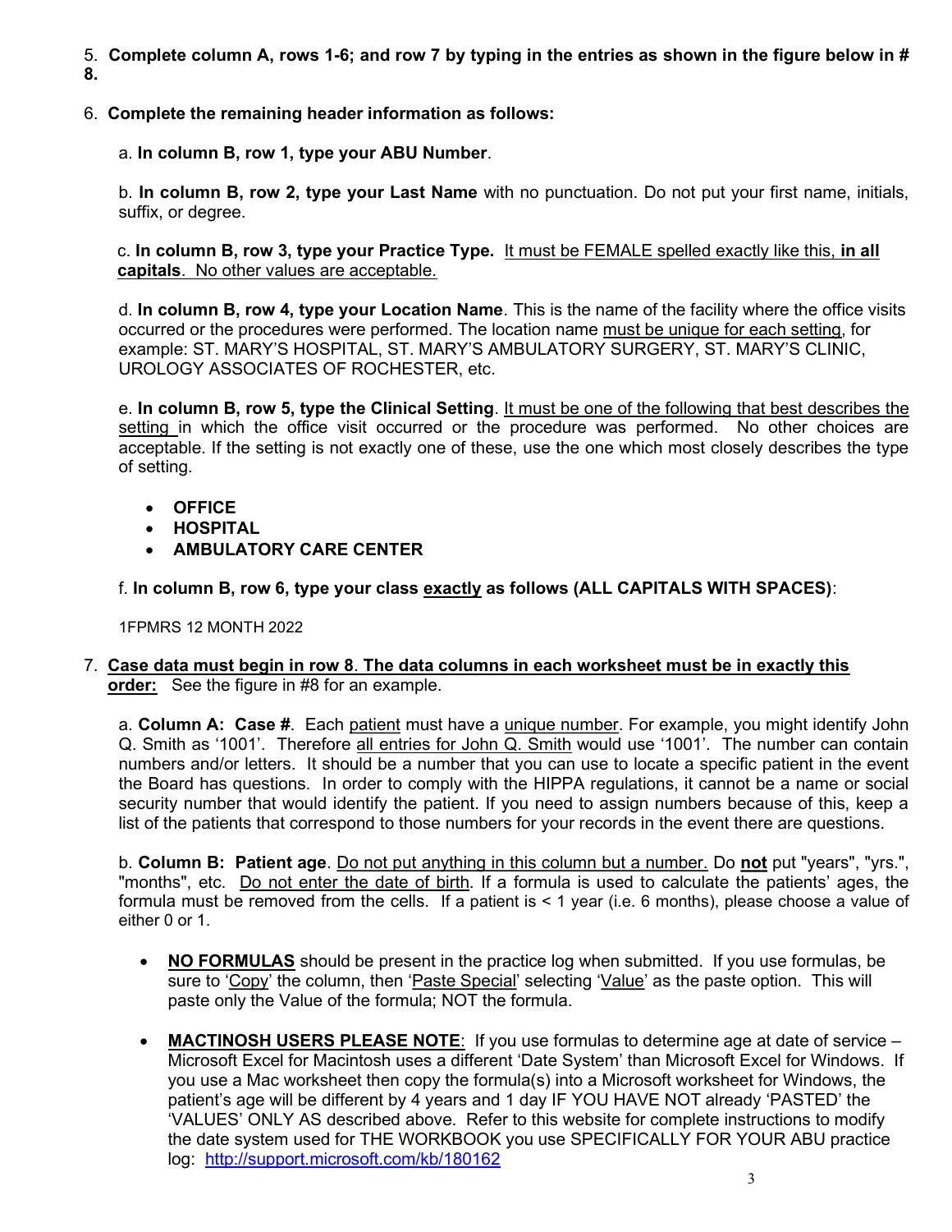5. **Complete column A, rows 1-6; and row 7 by typing in the entries as shown in the figure below in # 8.**

6. **Complete the remaining header information as follows:**

   a. **In column B, row 1, type your ABU Number**.

   b. **In column B, row 2, type your Last Name** with no punctuation. Do not put your first name, initials, suffix, or degree.

   c. **In column B, row 3, type your Practice Type.** It must be FEMALE spelled exactly like this, **in all capitals**. No other values are acceptable.

   d. **In column B, row 4, type your Location Name**. This is the name of the facility where the office visits occurred or the procedures were performed. The location name must be unique for each setting, for example: ST. MARY'S HOSPITAL, ST. MARY'S AMBULATORY SURGERY, ST. MARY'S CLINIC, UROLOGY ASSOCIATES OF ROCHESTER, etc.

   e. **In column B, row 5, type the Clinical Setting**. It must be one of the following that best describes the setting in which the office visit occurred or the procedure was performed. No other choices are acceptable. If the setting is not exactly one of these, use the one which most closely describes the type of setting.

   - **OFFICE**
   - **HOSPITAL**
   - **AMBULATORY CARE CENTER**

   f. **In column B, row 6, type your class exactly as follows (ALL CAPITALS WITH SPACES)**:

   1FPMRS 12 MONTH 2022

7. **Case data must begin in row 8. The data columns in each worksheet must be in exactly this order:** See the figure in #8 for an example.

   a. **Column A: Case #**. Each patient must have a unique number. For example, you might identify John Q. Smith as '1001'. Therefore all entries for John Q. Smith would use '1001'. The number can contain numbers and/or letters. It should be a number that you can use to locate a specific patient in the event the Board has questions. In order to comply with the HIPPA regulations, it cannot be a name or social security number that would identify the patient. If you need to assign numbers because of this, keep a list of the patients that correspond to those numbers for your records in the event there are questions.

   b. **Column B: Patient age**. Do not put anything in this column but a number. Do **not** put "years", "yrs.", "months", etc. Do not enter the date of birth. If a formula is used to calculate the patients' ages, the formula must be removed from the cells. If a patient is < 1 year (i.e. 6 months), please choose a value of either 0 or 1.

   - **NO FORMULAS** should be present in the practice log when submitted. If you use formulas, be sure to 'Copy' the column, then 'Paste Special' selecting 'Value' as the paste option. This will paste only the Value of the formula; NOT the formula.

   - **MACTINOSH USERS PLEASE NOTE**: If you use formulas to determine age at date of service – Microsoft Excel for Macintosh uses a different 'Date System' than Microsoft Excel for Windows. If you use a Mac worksheet then copy the formula(s) into a Microsoft worksheet for Windows, the patient's age will be different by 4 years and 1 day IF YOU HAVE NOT already 'PASTED' the 'VALUES' ONLY AS described above. Refer to this website for complete instructions to modify the date system used for THE WORKBOOK you use SPECIFICALLY FOR YOUR ABU practice log: http://support.microsoft.com/kb/180162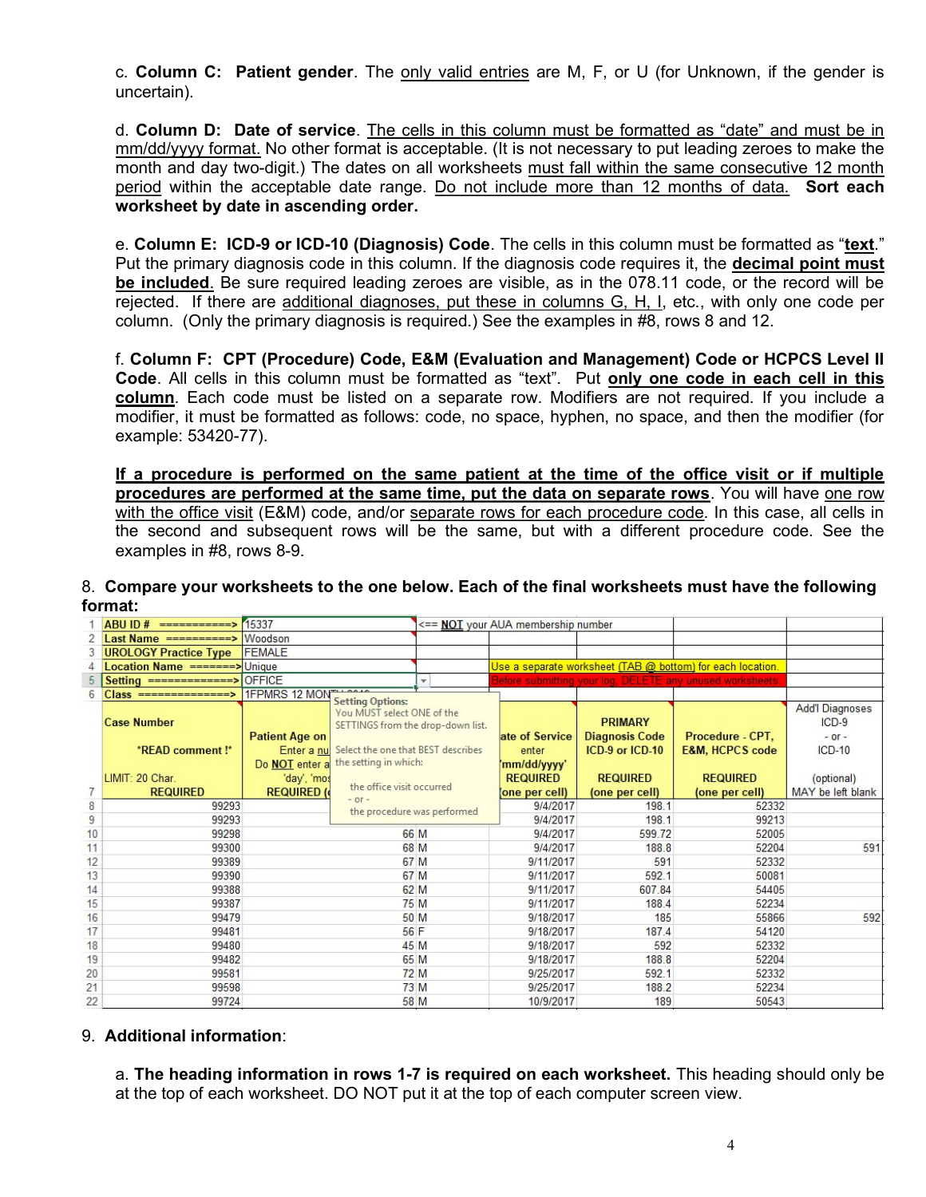c. **Column C: Patient gender**. The only valid entries are M, F, or U (for Unknown, if the gender is uncertain).

d. **Column D: Date of service**. The cells in this column must be formatted as "date" and must be in mm/dd/yyyy format. No other format is acceptable. (It is not necessary to put leading zeroes to make the month and day two-digit.) The dates on all worksheets must fall within the same consecutive 12 month period within the acceptable date range. Do not include more than 12 months of data. **Sort each worksheet by date in ascending order.**

e. **Column E: ICD-9 or ICD-10 (Diagnosis) Code**. The cells in this column must be formatted as "**text**." Put the primary diagnosis code in this column. If the diagnosis code requires it, the **decimal point must be included**. Be sure required leading zeroes are visible, as in the 078.11 code, or the record will be rejected. If there are additional diagnoses, put these in columns G, H, I, etc., with only one code per column. (Only the primary diagnosis is required.) See the examples in #8, rows 8 and 12.

f. **Column F: CPT (Procedure) Code, E&M (Evaluation and Management) Code or HCPCS Level II Code**. All cells in this column must be formatted as "text". Put **only one code in each cell in this column**. Each code must be listed on a separate row. Modifiers are not required. If you include a modifier, it must be formatted as follows: code, no space, hyphen, no space, and then the modifier (for example: 53420-77).

**If a procedure is performed on the same patient at the time of the office visit or if multiple procedures are performed at the same time, put the data on separate rows**. You will have one row with the office visit (E&M) code, and/or separate rows for each procedure code. In this case, all cells in the second and subsequent rows will be the same, but with a different procedure code. See the examples in #8, rows 8-9.

8. **Compare your worksheets to the one below. Each of the final worksheets must have the following format:**

| | A | B | C | D | E | F | G |
|---|---|---|---|---|---|---|---|
| 1 | ABU ID # ==========> | 15337 | <== NOT your AUA membership number | | | | |
| 2 | Last Name ==========> | Woodson | | | | | |
| 3 | UROLOGY Practice Type | FEMALE | | | | | |
| 4 | Location Name =======> | Unique | | Use a separate worksheet (TAB @ bottom) for each location. | | | |
| 5 | Setting ============> | OFFICE | | Before submitting your log, DELETE any unused worksheets. | | | |
| 6 | Class =============> | 1FPMRS 12 MON... | | | | | |
| 7 | Case Number *READ comment !* LIMIT: 20 Char. REQUIRED | Patient Age on ... Enter a nu... Do NOT enter a... 'day', 'mo... REQUIRED (... | | ...ate of Service enter 'mm/dd/yyyy' REQUIRED (one per cell) | PRIMARY Diagnosis Code ICD-9 or ICD-10 REQUIRED (one per cell) | Procedure - CPT, E&M, HCPCS code REQUIRED (one per cell) | Add'l Diagnoses ICD-9 - or - ICD-10 (optional) MAY be left blank |
| 8 | 99293 | | | 9/4/2017 | 198.1 | 52332 | |
| 9 | 99293 | | | 9/4/2017 | 198.1 | 99213 | |
| 10 | 99298 | 66 | M | 9/4/2017 | 599.72 | 52005 | |
| 11 | 99300 | 68 | M | 9/4/2017 | 188.8 | 52204 | 591 |
| 12 | 99389 | 67 | M | 9/11/2017 | 591 | 52332 | |
| 13 | 99390 | 67 | M | 9/11/2017 | 592.1 | 50081 | |
| 14 | 99388 | 62 | M | 9/11/2017 | 607.84 | 54405 | |
| 15 | 99387 | 75 | M | 9/11/2017 | 188.4 | 52234 | |
| 16 | 99479 | 50 | M | 9/18/2017 | 185 | 55866 | 592 |
| 17 | 99481 | 56 | F | 9/18/2017 | 187.4 | 54120 | |
| 18 | 99480 | 45 | M | 9/18/2017 | 592 | 52332 | |
| 19 | 99482 | 65 | M | 9/18/2017 | 188.8 | 52204 | |
| 20 | 99581 | 72 | M | 9/25/2017 | 592.1 | 52332 | |
| 21 | 99598 | 73 | M | 9/25/2017 | 188.2 | 52234 | |
| 22 | 99724 | 58 | M | 10/9/2017 | 189 | 50543 | |

Setting Options: You MUST select ONE of the SETTINGS from the drop-down list. Select the one that BEST describes the setting in which: the office visit occurred - or - the procedure was performed

9. **Additional information**:

a. **The heading information in rows 1-7 is required on each worksheet.** This heading should only be at the top of each worksheet. DO NOT put it at the top of each computer screen view.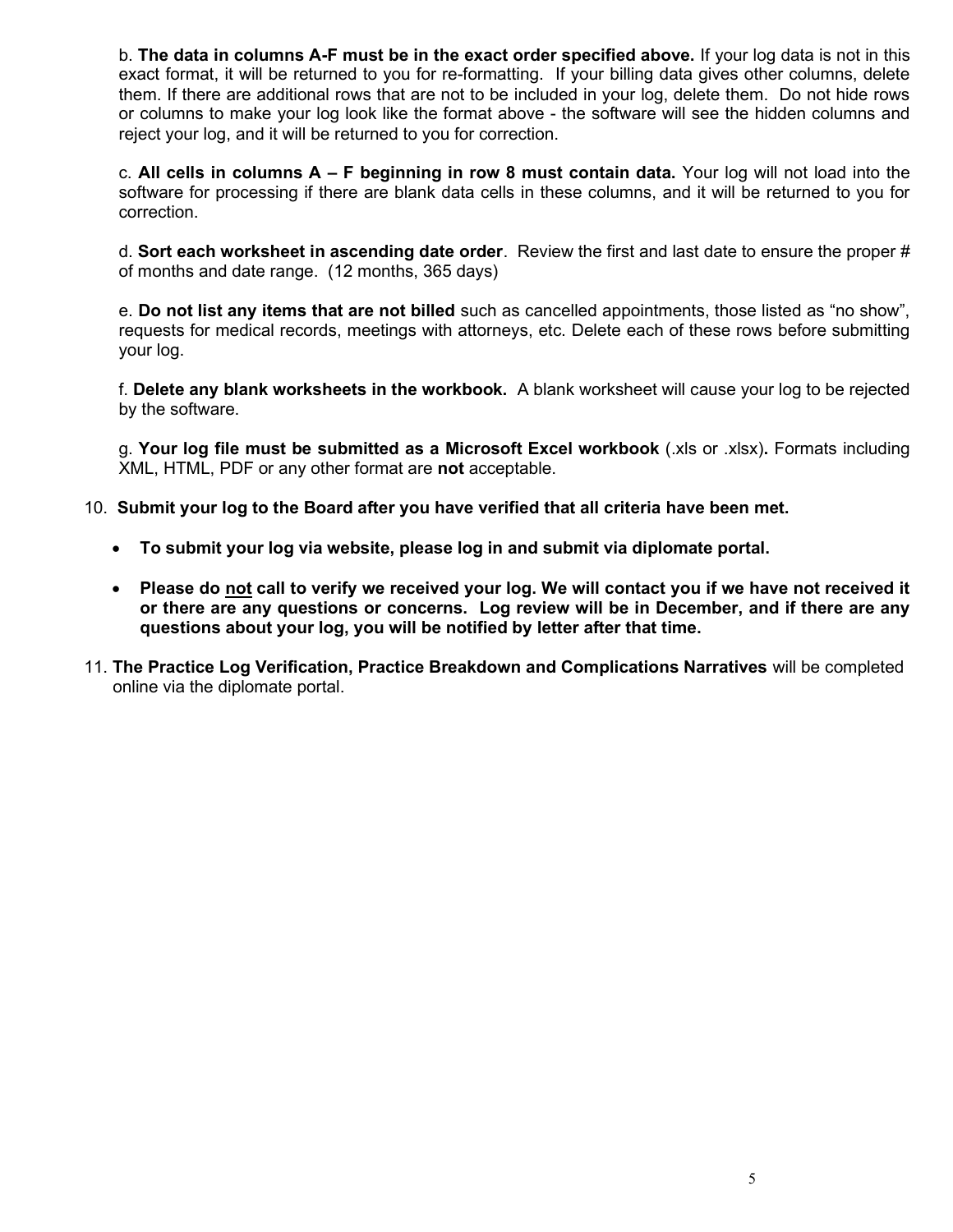b. **The data in columns A-F must be in the exact order specified above.** If your log data is not in this exact format, it will be returned to you for re-formatting. If your billing data gives other columns, delete them. If there are additional rows that are not to be included in your log, delete them. Do not hide rows or columns to make your log look like the format above - the software will see the hidden columns and reject your log, and it will be returned to you for correction.

c. **All cells in columns A – F beginning in row 8 must contain data.** Your log will not load into the software for processing if there are blank data cells in these columns, and it will be returned to you for correction.

d. **Sort each worksheet in ascending date order**. Review the first and last date to ensure the proper # of months and date range. (12 months, 365 days)

e. **Do not list any items that are not billed** such as cancelled appointments, those listed as "no show", requests for medical records, meetings with attorneys, etc. Delete each of these rows before submitting your log.

f. **Delete any blank worksheets in the workbook.** A blank worksheet will cause your log to be rejected by the software.

g. **Your log file must be submitted as a Microsoft Excel workbook** (.xls or .xlsx)**.** Formats including XML, HTML, PDF or any other format are **not** acceptable.

10. **Submit your log to the Board after you have verified that all criteria have been met.**

    - **To submit your log via website, please log in and submit via diplomate portal.**
    - **Please do <u>not</u> call to verify we received your log. We will contact you if we have not received it or there are any questions or concerns. Log review will be in December, and if there are any questions about your log, you will be notified by letter after that time.**

11. **The Practice Log Verification, Practice Breakdown and Complications Narratives** will be completed online via the diplomate portal.